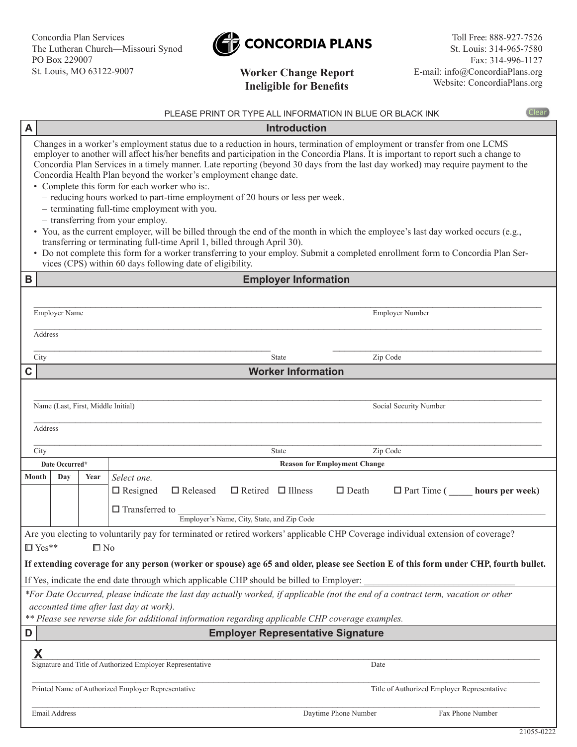Concordia Plan Services
The Lutheran Church—Missouri Synod
PO Box 229007
St. Louis, MO 63122-9007

**CONCORDIA PLANS**

# Worker Change Report
## Ineligible for Benefits

Toll Free: 888-927-7526
St. Louis: 314-965-7580
Fax: 314-996-1127
E-mail: info@ConcordiaPlans.org
Website: ConcordiaPlans.org

PLEASE PRINT OR TYPE ALL INFORMATION IN BLUE OR BLACK INK

## A Introduction

Changes in a worker's employment status due to a reduction in hours, termination of employment or transfer from one LCMS employer to another will affect his/her benefits and participation in the Concordia Plans. It is important to report such a change to Concordia Plan Services in a timely manner. Late reporting (beyond 30 days from the last day worked) may require payment to the Concordia Health Plan beyond the worker's employment change date.

- Complete this form for each worker who is:.
  - reducing hours worked to part-time employment of 20 hours or less per week.
  - terminating full-time employment with you.
  - transferring from your employ.
- You, as the current employer, will be billed through the end of the month in which the employee's last day worked occurs (e.g., transferring or terminating full-time April 1, billed through April 30).
- Do not complete this form for a worker transferring to your employ. Submit a completed enrollment form to Concordia Plan Services (CPS) within 60 days following date of eligibility.

## B Employer Information

Employer Name ______________________ Employer Number ______________________

Address ______________________

City ______________________ State ______ Zip Code ______________________

## C Worker Information

Name (Last, First, Middle Initial) ______________________ Social Security Number ______________________

Address ______________________

City ______________________ State ______ Zip Code ______________________

| Date Occurred* | | | Reason for Employment Change |
|---|---|---|---|
| Month | Day | Year | *Select one.* ☐ Resigned ☐ Released ☐ Retired ☐ Illness ☐ Death ☐ Part Time **( _____ hours per week)** |
| | | | ☐ Transferred to ______________________ Employer's Name, City, State, and Zip Code |

Are you electing to voluntarily pay for terminated or retired workers' applicable CHP Coverage individual extension of coverage?

☐ Yes** ☐ No

**If extending coverage for any person (worker or spouse) age 65 and older, please see Section E of this form under CHP, fourth bullet.**

If Yes, indicate the end date through which applicable CHP should be billed to Employer: ______________________

*\*For Date Occurred, please indicate the last day actually worked, if applicable (not the end of a contract term, vacation or other accounted time after last day at work).*

*\*\* Please see reverse side for additional information regarding applicable CHP coverage examples.*

## D Employer Representative Signature

**X** ______________________
Signature and Title of Authorized Employer Representative ______________________ Date ______________________

Printed Name of Authorized Employer Representative ______________________ Title of Authorized Employer Representative ______________________

Email Address ______________________ Daytime Phone Number ______________________ Fax Phone Number ______________________

21055-0222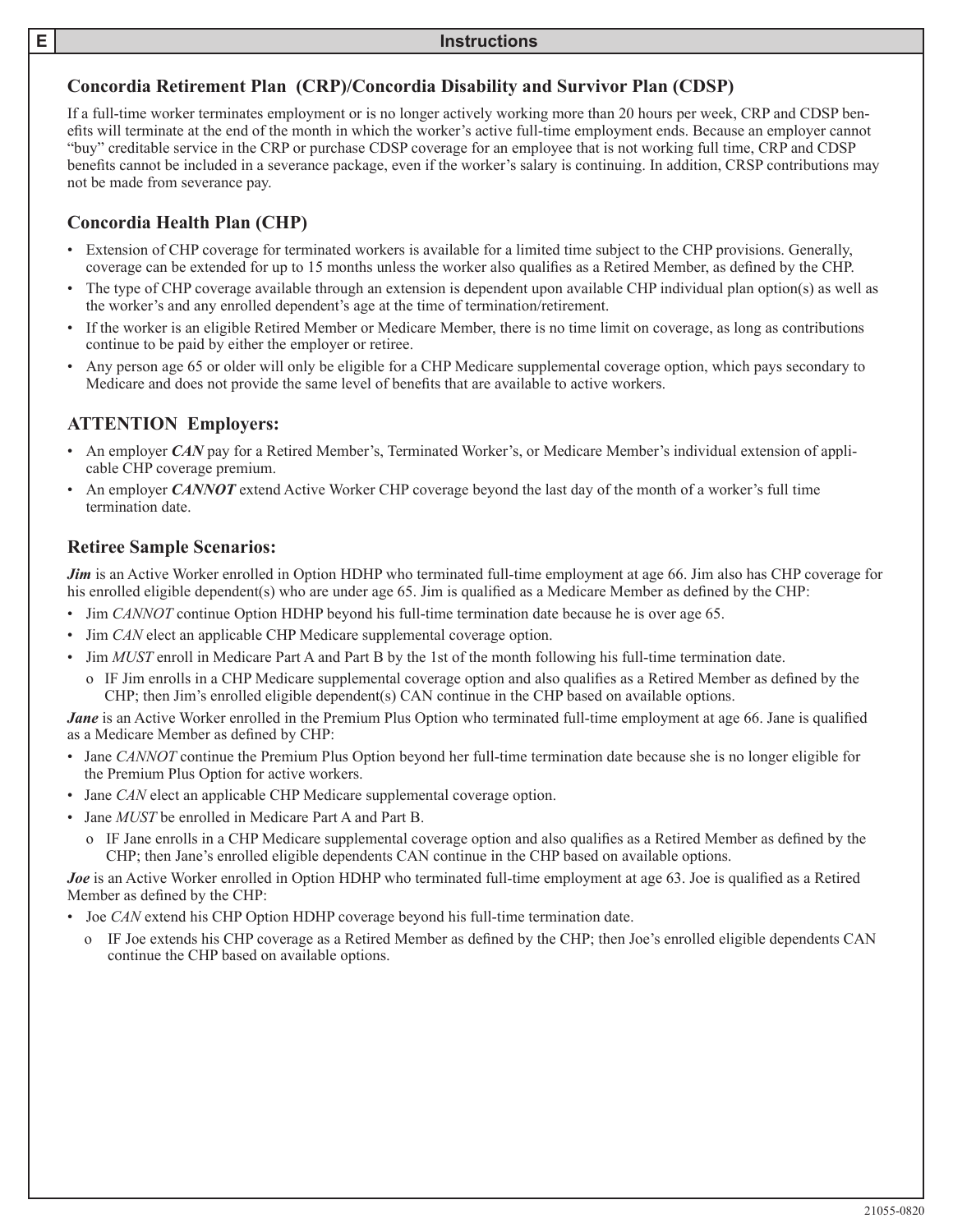## E Instructions

### Concordia Retirement Plan (CRP)/Concordia Disability and Survivor Plan (CDSP)

If a full-time worker terminates employment or is no longer actively working more than 20 hours per week, CRP and CDSP benefits will terminate at the end of the month in which the worker's active full-time employment ends. Because an employer cannot "buy" creditable service in the CRP or purchase CDSP coverage for an employee that is not working full time, CRP and CDSP benefits cannot be included in a severance package, even if the worker's salary is continuing. In addition, CRSP contributions may not be made from severance pay.

### Concordia Health Plan (CHP)

- Extension of CHP coverage for terminated workers is available for a limited time subject to the CHP provisions. Generally, coverage can be extended for up to 15 months unless the worker also qualifies as a Retired Member, as defined by the CHP.
- The type of CHP coverage available through an extension is dependent upon available CHP individual plan option(s) as well as the worker's and any enrolled dependent's age at the time of termination/retirement.
- If the worker is an eligible Retired Member or Medicare Member, there is no time limit on coverage, as long as contributions continue to be paid by either the employer or retiree.
- Any person age 65 or older will only be eligible for a CHP Medicare supplemental coverage option, which pays secondary to Medicare and does not provide the same level of benefits that are available to active workers.

### ATTENTION Employers:

- An employer ***CAN*** pay for a Retired Member's, Terminated Worker's, or Medicare Member's individual extension of applicable CHP coverage premium.
- An employer ***CANNOT*** extend Active Worker CHP coverage beyond the last day of the month of a worker's full time termination date.

### Retiree Sample Scenarios:

***Jim*** is an Active Worker enrolled in Option HDHP who terminated full-time employment at age 66. Jim also has CHP coverage for his enrolled eligible dependent(s) who are under age 65. Jim is qualified as a Medicare Member as defined by the CHP:

- Jim *CANNOT* continue Option HDHP beyond his full-time termination date because he is over age 65.
- Jim *CAN* elect an applicable CHP Medicare supplemental coverage option.
- Jim *MUST* enroll in Medicare Part A and Part B by the 1st of the month following his full-time termination date.
  - IF Jim enrolls in a CHP Medicare supplemental coverage option and also qualifies as a Retired Member as defined by the CHP; then Jim's enrolled eligible dependent(s) CAN continue in the CHP based on available options.

***Jane*** is an Active Worker enrolled in the Premium Plus Option who terminated full-time employment at age 66. Jane is qualified as a Medicare Member as defined by CHP:

- Jane *CANNOT* continue the Premium Plus Option beyond her full-time termination date because she is no longer eligible for the Premium Plus Option for active workers.
- Jane *CAN* elect an applicable CHP Medicare supplemental coverage option.
- Jane *MUST* be enrolled in Medicare Part A and Part B.
  - IF Jane enrolls in a CHP Medicare supplemental coverage option and also qualifies as a Retired Member as defined by the CHP; then Jane's enrolled eligible dependents CAN continue in the CHP based on available options.

***Joe*** is an Active Worker enrolled in Option HDHP who terminated full-time employment at age 63. Joe is qualified as a Retired Member as defined by the CHP:

- Joe *CAN* extend his CHP Option HDHP coverage beyond his full-time termination date.
  - IF Joe extends his CHP coverage as a Retired Member as defined by the CHP; then Joe's enrolled eligible dependents CAN continue the CHP based on available options.

21055-0820